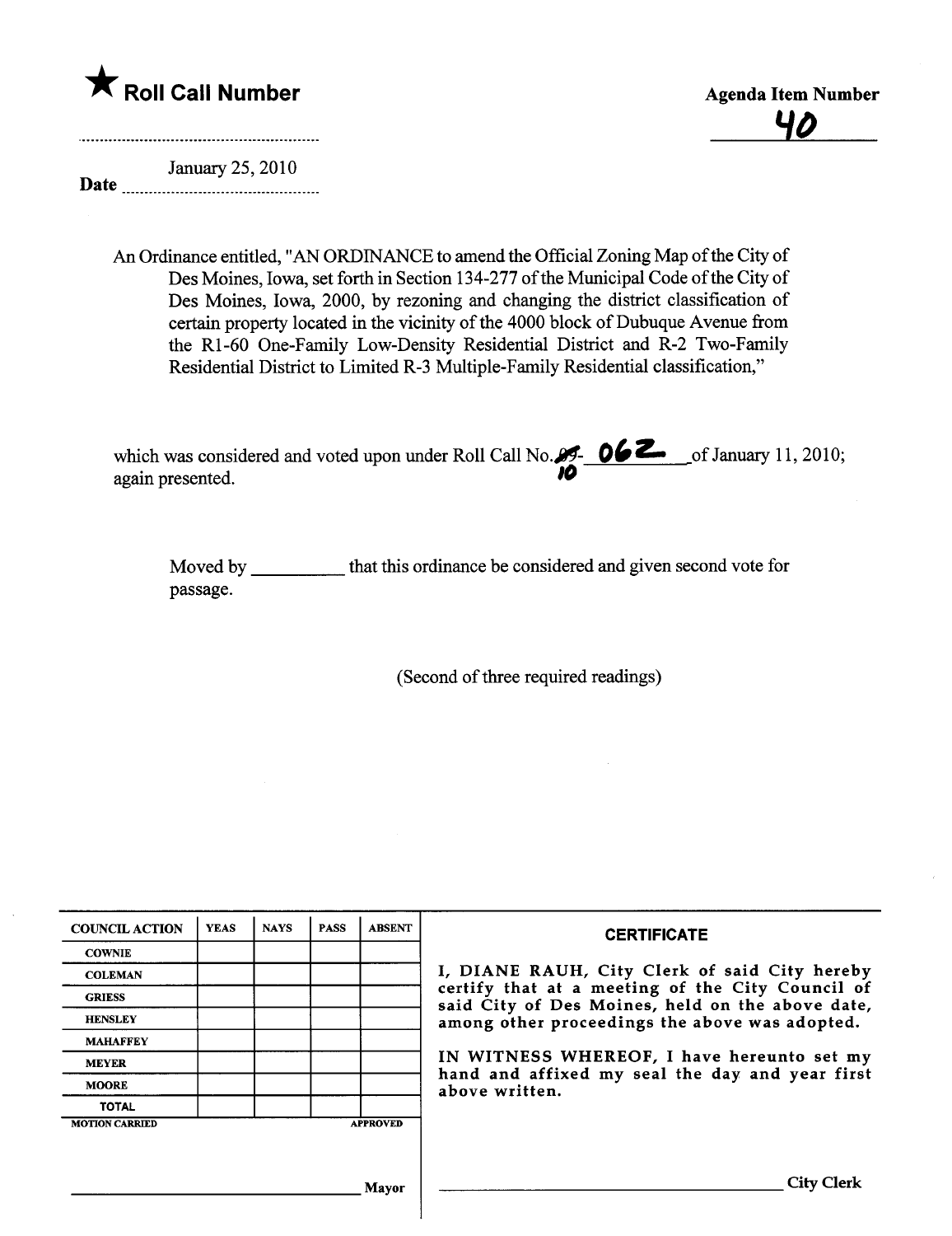★ **Roll Call Number**

**Agenda Item Number**

40

Date January 25, 2010

An Ordinance entitled, "AN ORDINANCE to amend the Official Zoning Map of the City of Des Moines, Iowa, set forth in Section 134-277 of the Municipal Code of the City of Des Moines, Iowa, 2000, by rezoning and changing the district classification of certain property located in the vicinity of the 4000 block of Dubuque Avenue from the R1-60 One-Family Low-Density Residential District and R-2 Two-Family Residential District to Limited R-3 Multiple-Family Residential classification,"

which was considered and voted upon under Roll Call No. ~~09~~ 10- 062 of January 11, 2010; again presented.

Moved by __________ that this ordinance be considered and given second vote for passage.

(Second of three required readings)

| COUNCIL ACTION | YEAS | NAYS | PASS | ABSENT |
|---|---|---|---|---|
| COWNIE | | | | |
| COLEMAN | | | | |
| GRIESS | | | | |
| HENSLEY | | | | |
| MAHAFFEY | | | | |
| MEYER | | | | |
| MOORE | | | | |
| TOTAL | | | | |

MOTION CARRIED APPROVED

__________________________ Mayor

**CERTIFICATE**

I, DIANE RAUH, City Clerk of said City hereby certify that at a meeting of the City Council of said City of Des Moines, held on the above date, among other proceedings the above was adopted.

IN WITNESS WHEREOF, I have hereunto set my hand and affixed my seal the day and year first above written.

__________________________ City Clerk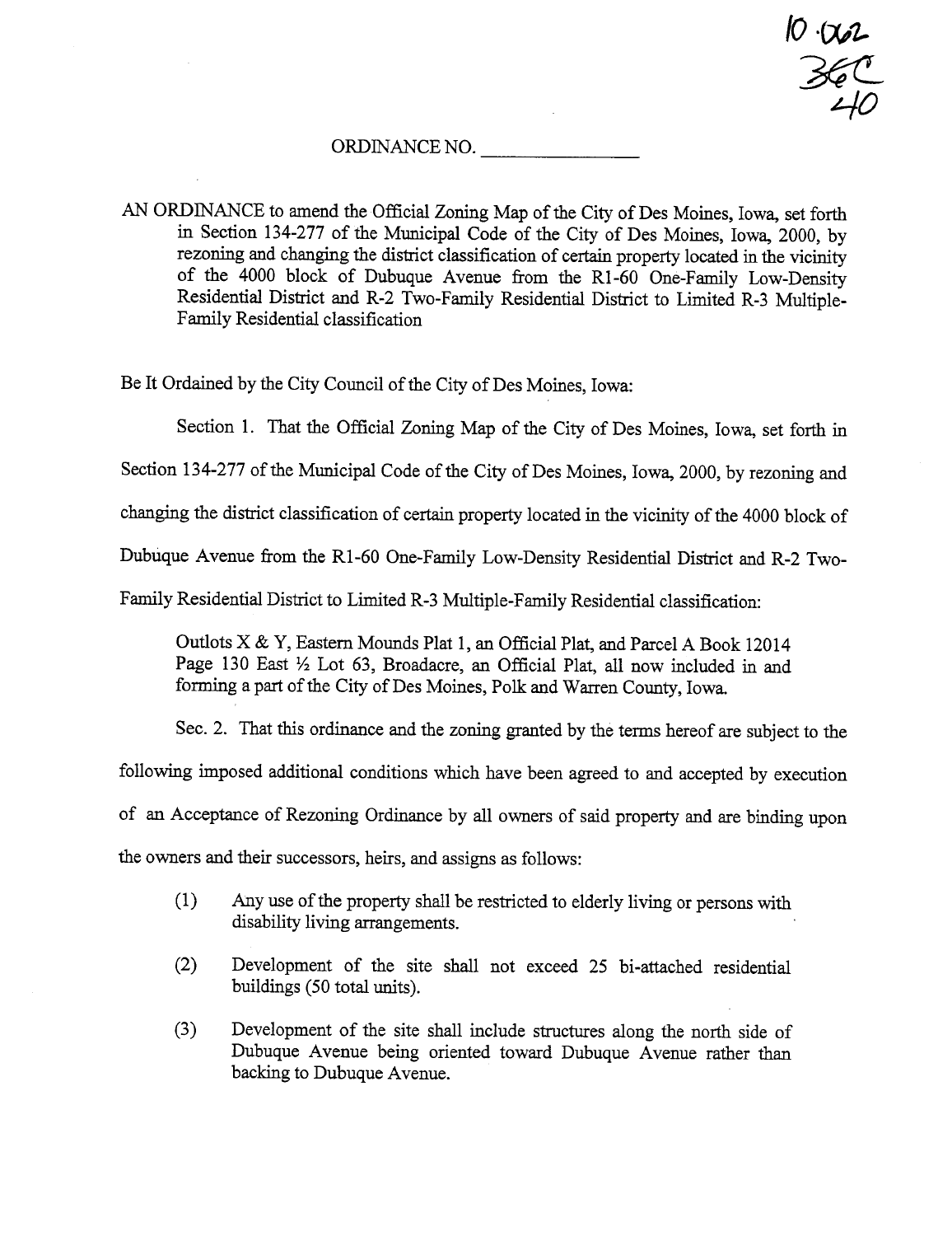10-062
36C
40

ORDINANCE NO. \_\_\_\_\_\_\_\_\_\_\_\_\_\_\_\_

AN ORDINANCE to amend the Official Zoning Map of the City of Des Moines, Iowa, set forth in Section 134-277 of the Municipal Code of the City of Des Moines, Iowa, 2000, by rezoning and changing the district classification of certain property located in the vicinity of the 4000 block of Dubuque Avenue from the R1-60 One-Family Low-Density Residential District and R-2 Two-Family Residential District to Limited R-3 Multiple-Family Residential classification

Be It Ordained by the City Council of the City of Des Moines, Iowa:

Section 1. That the Official Zoning Map of the City of Des Moines, Iowa, set forth in Section 134-277 of the Municipal Code of the City of Des Moines, Iowa, 2000, by rezoning and changing the district classification of certain property located in the vicinity of the 4000 block of Dubuque Avenue from the R1-60 One-Family Low-Density Residential District and R-2 Two-Family Residential District to Limited R-3 Multiple-Family Residential classification:

Outlots X & Y, Eastern Mounds Plat 1, an Official Plat, and Parcel A Book 12014 Page 130 East ½ Lot 63, Broadacre, an Official Plat, all now included in and forming a part of the City of Des Moines, Polk and Warren County, Iowa.

Sec. 2. That this ordinance and the zoning granted by the terms hereof are subject to the following imposed additional conditions which have been agreed to and accepted by execution of an Acceptance of Rezoning Ordinance by all owners of said property and are binding upon the owners and their successors, heirs, and assigns as follows:

(1) Any use of the property shall be restricted to elderly living or persons with disability living arrangements.

(2) Development of the site shall not exceed 25 bi-attached residential buildings (50 total units).

(3) Development of the site shall include structures along the north side of Dubuque Avenue being oriented toward Dubuque Avenue rather than backing to Dubuque Avenue.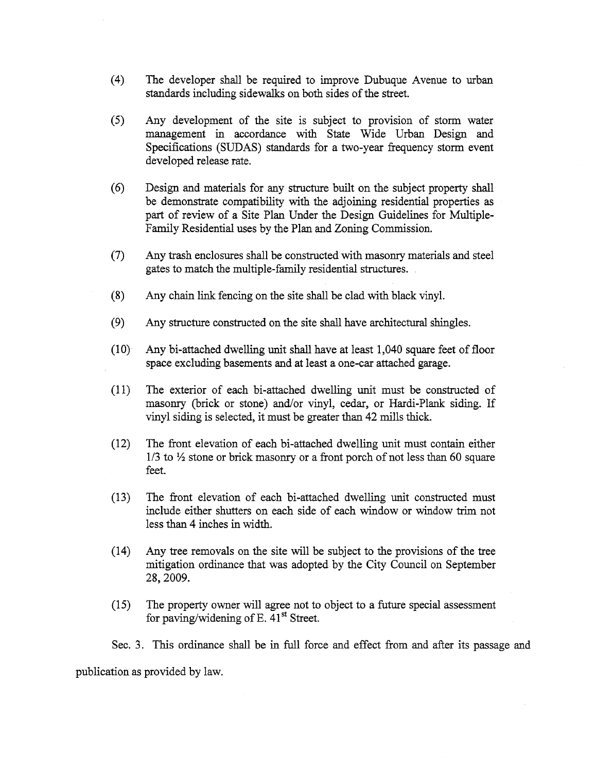(4) The developer shall be required to improve Dubuque Avenue to urban standards including sidewalks on both sides of the street.

(5) Any development of the site is subject to provision of storm water management in accordance with State Wide Urban Design and Specifications (SUDAS) standards for a two-year frequency storm event developed release rate.

(6) Design and materials for any structure built on the subject property shall be demonstrate compatibility with the adjoining residential properties as part of review of a Site Plan Under the Design Guidelines for Multiple-Family Residential uses by the Plan and Zoning Commission.

(7) Any trash enclosures shall be constructed with masonry materials and steel gates to match the multiple-family residential structures.

(8) Any chain link fencing on the site shall be clad with black vinyl.

(9) Any structure constructed on the site shall have architectural shingles.

(10) Any bi-attached dwelling unit shall have at least 1,040 square feet of floor space excluding basements and at least a one-car attached garage.

(11) The exterior of each bi-attached dwelling unit must be constructed of masonry (brick or stone) and/or vinyl, cedar, or Hardi-Plank siding. If vinyl siding is selected, it must be greater than 42 mills thick.

(12) The front elevation of each bi-attached dwelling unit must contain either 1/3 to ½ stone or brick masonry or a front porch of not less than 60 square feet.

(13) The front elevation of each bi-attached dwelling unit constructed must include either shutters on each side of each window or window trim not less than 4 inches in width.

(14) Any tree removals on the site will be subject to the provisions of the tree mitigation ordinance that was adopted by the City Council on September 28, 2009.

(15) The property owner will agree not to object to a future special assessment for paving/widening of E. 41st Street.

Sec. 3. This ordinance shall be in full force and effect from and after its passage and publication as provided by law.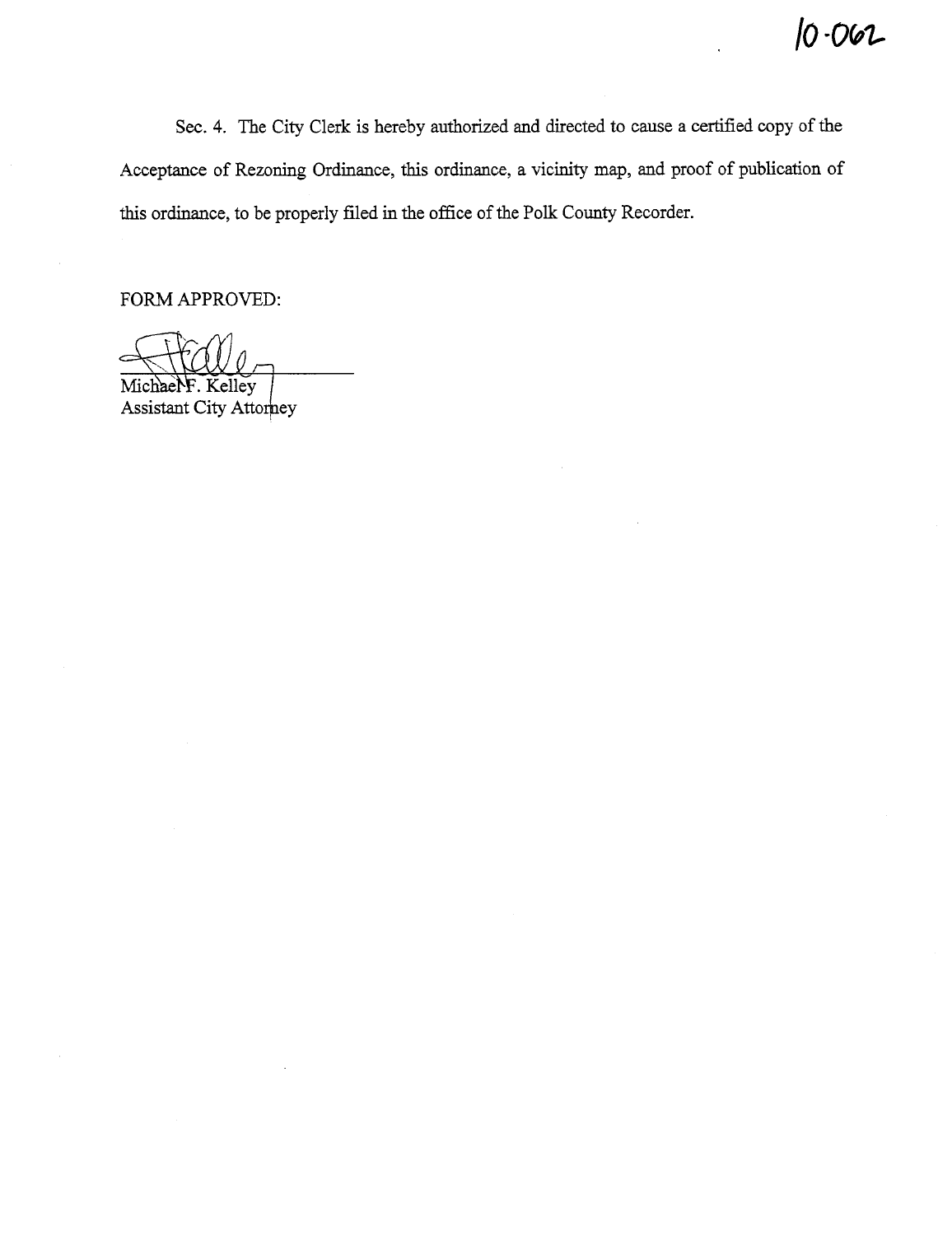10-062

Sec. 4. The City Clerk is hereby authorized and directed to cause a certified copy of the Acceptance of Rezoning Ordinance, this ordinance, a vicinity map, and proof of publication of this ordinance, to be properly filed in the office of the Polk County Recorder.

FORM APPROVED:

Michael F. Kelley
Assistant City Attorney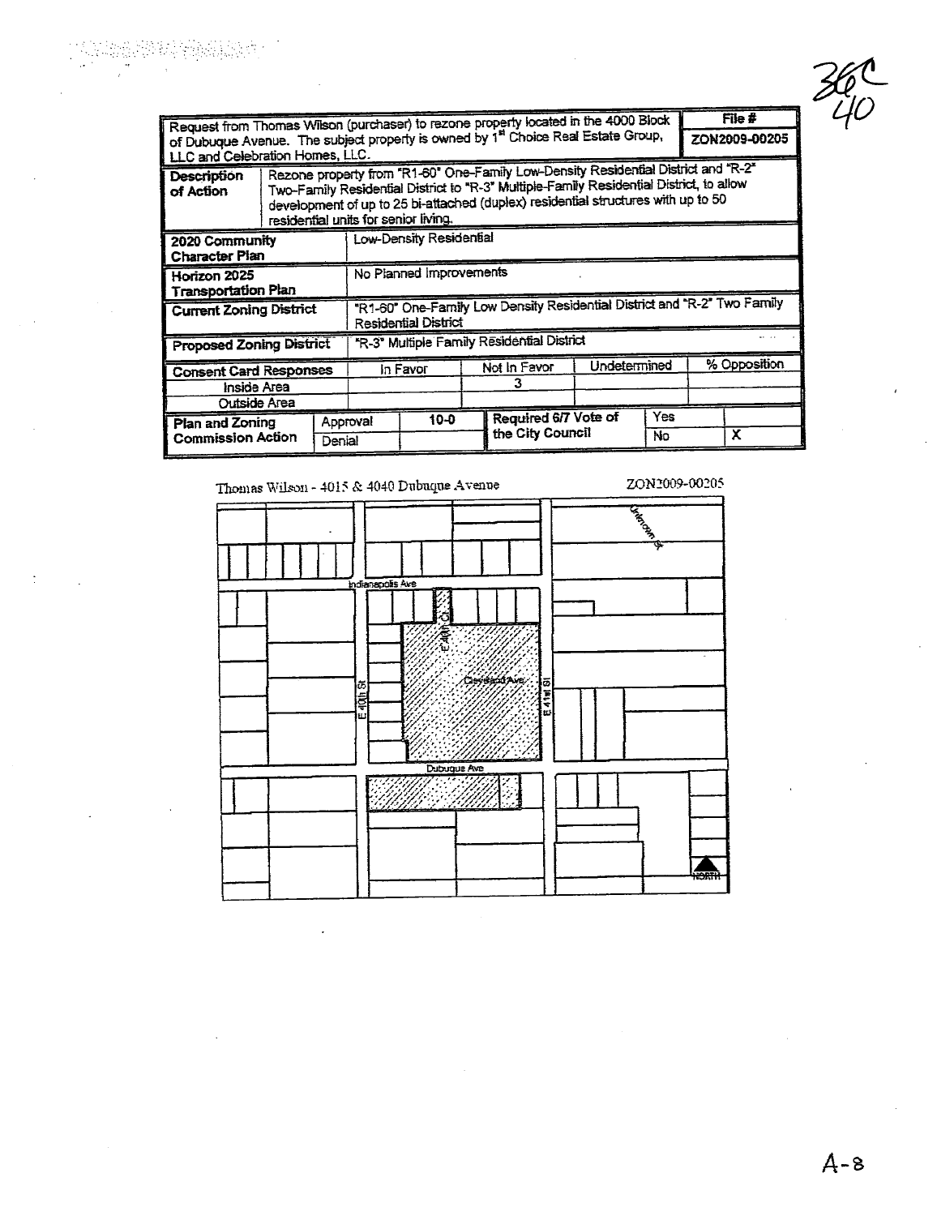36C
40

| Request from Thomas Wilson (purchaser) to rezone property located in the 4000 Block of Dubuque Avenue. The subject property is owned by 1st Choice Real Estate Group, LLC and Celebration Homes, LLC. | | | | | | | File # ZON2009-00205 |
|---|---|---|---|---|---|---|---|
| **Description of Action** | Rezone property from "R1-60" One-Family Low-Density Residential District and "R-2" Two-Family Residential District to "R-3" Multiple-Family Residential District, to allow development of up to 25 bi-attached (duplex) residential structures with up to 50 residential units for senior living. | | | | | | |
| **2020 Community Character Plan** | Low-Density Residential | | | | | | |
| **Horizon 2025 Transportation Plan** | No Planned Improvements | | | | | | |
| **Current Zoning District** | "R1-60" One-Family Low Density Residential District and "R-2" Two Family Residential District | | | | | | |
| **Proposed Zoning District** | "R-3" Multiple Family Residential District | | | | | | |
| **Consent Card Responses** | | In Favor | | Not In Favor | Undetermined | | % Opposition |
| Inside Area | | | | 3 | | | |
| Outside Area | | | | | | | |
| **Plan and Zoning Commission Action** | Approval | 10-0 | | Required 6/7 Vote of the City Council | Yes | | |
| | Denial | | | | No | | X |

Thomas Wilson - 4015 & 4040 Dubuque Avenue

ZON2009-00205

Indianapolis Ave

E 40th Ct

E 40th St

Cleveland Ave

E 41st St

Dubuque Ave

Unknown St

NORTH

A-8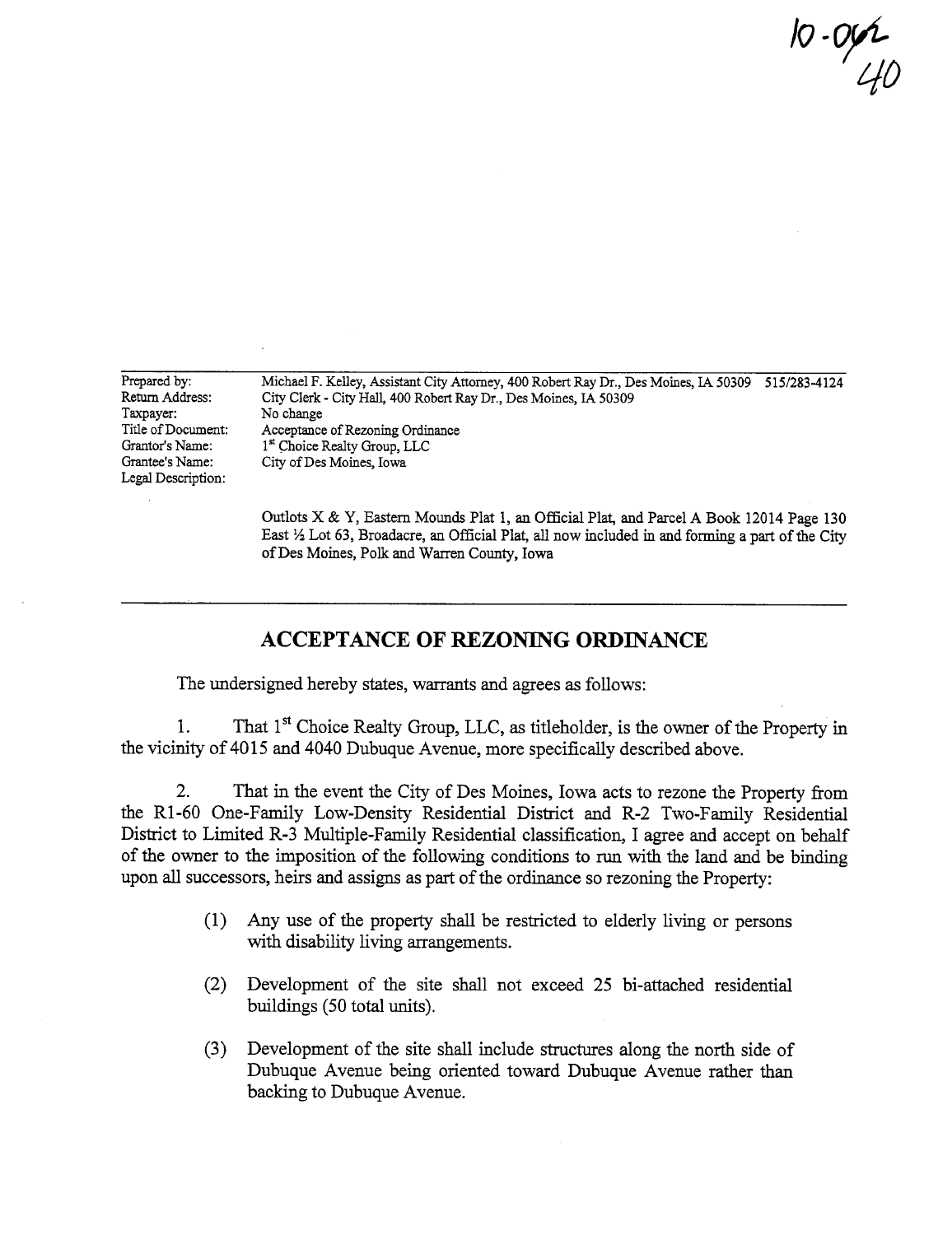10-042
40

| | |
|---|---|
| Prepared by: | Michael F. Kelley, Assistant City Attorney, 400 Robert Ray Dr., Des Moines, IA 50309 515/283-4124 |
| Return Address: | City Clerk - City Hall, 400 Robert Ray Dr., Des Moines, IA 50309 |
| Taxpayer: | No change |
| Title of Document: | Acceptance of Rezoning Ordinance |
| Grantor's Name: | 1st Choice Realty Group, LLC |
| Grantee's Name: | City of Des Moines, Iowa |
| Legal Description: | |

Outlots X & Y, Eastern Mounds Plat 1, an Official Plat, and Parcel A Book 12014 Page 130 East ½ Lot 63, Broadacre, an Official Plat, all now included in and forming a part of the City of Des Moines, Polk and Warren County, Iowa

---

## ACCEPTANCE OF REZONING ORDINANCE

The undersigned hereby states, warrants and agrees as follows:

1. That 1st Choice Realty Group, LLC, as titleholder, is the owner of the Property in the vicinity of 4015 and 4040 Dubuque Avenue, more specifically described above.

2. That in the event the City of Des Moines, Iowa acts to rezone the Property from the R1-60 One-Family Low-Density Residential District and R-2 Two-Family Residential District to Limited R-3 Multiple-Family Residential classification, I agree and accept on behalf of the owner to the imposition of the following conditions to run with the land and be binding upon all successors, heirs and assigns as part of the ordinance so rezoning the Property:

   (1) Any use of the property shall be restricted to elderly living or persons with disability living arrangements.

   (2) Development of the site shall not exceed 25 bi-attached residential buildings (50 total units).

   (3) Development of the site shall include structures along the north side of Dubuque Avenue being oriented toward Dubuque Avenue rather than backing to Dubuque Avenue.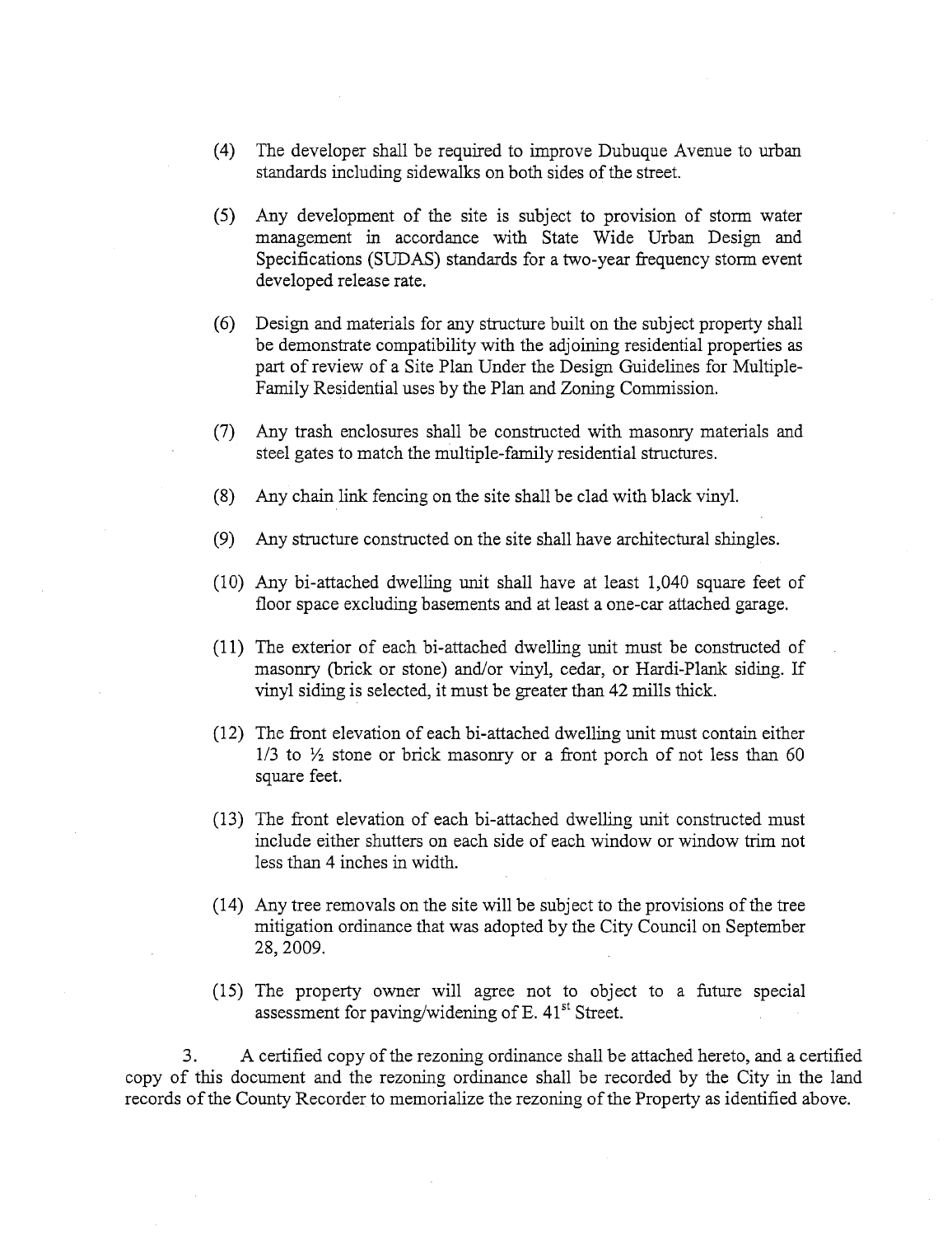(4) The developer shall be required to improve Dubuque Avenue to urban standards including sidewalks on both sides of the street.

(5) Any development of the site is subject to provision of storm water management in accordance with State Wide Urban Design and Specifications (SUDAS) standards for a two-year frequency storm event developed release rate.

(6) Design and materials for any structure built on the subject property shall be demonstrate compatibility with the adjoining residential properties as part of review of a Site Plan Under the Design Guidelines for Multiple-Family Residential uses by the Plan and Zoning Commission.

(7) Any trash enclosures shall be constructed with masonry materials and steel gates to match the multiple-family residential structures.

(8) Any chain link fencing on the site shall be clad with black vinyl.

(9) Any structure constructed on the site shall have architectural shingles.

(10) Any bi-attached dwelling unit shall have at least 1,040 square feet of floor space excluding basements and at least a one-car attached garage.

(11) The exterior of each bi-attached dwelling unit must be constructed of masonry (brick or stone) and/or vinyl, cedar, or Hardi-Plank siding. If vinyl siding is selected, it must be greater than 42 mills thick.

(12) The front elevation of each bi-attached dwelling unit must contain either 1/3 to ½ stone or brick masonry or a front porch of not less than 60 square feet.

(13) The front elevation of each bi-attached dwelling unit constructed must include either shutters on each side of each window or window trim not less than 4 inches in width.

(14) Any tree removals on the site will be subject to the provisions of the tree mitigation ordinance that was adopted by the City Council on September 28, 2009.

(15) The property owner will agree not to object to a future special assessment for paving/widening of E. 41st Street.

3. A certified copy of the rezoning ordinance shall be attached hereto, and a certified copy of this document and the rezoning ordinance shall be recorded by the City in the land records of the County Recorder to memorialize the rezoning of the Property as identified above.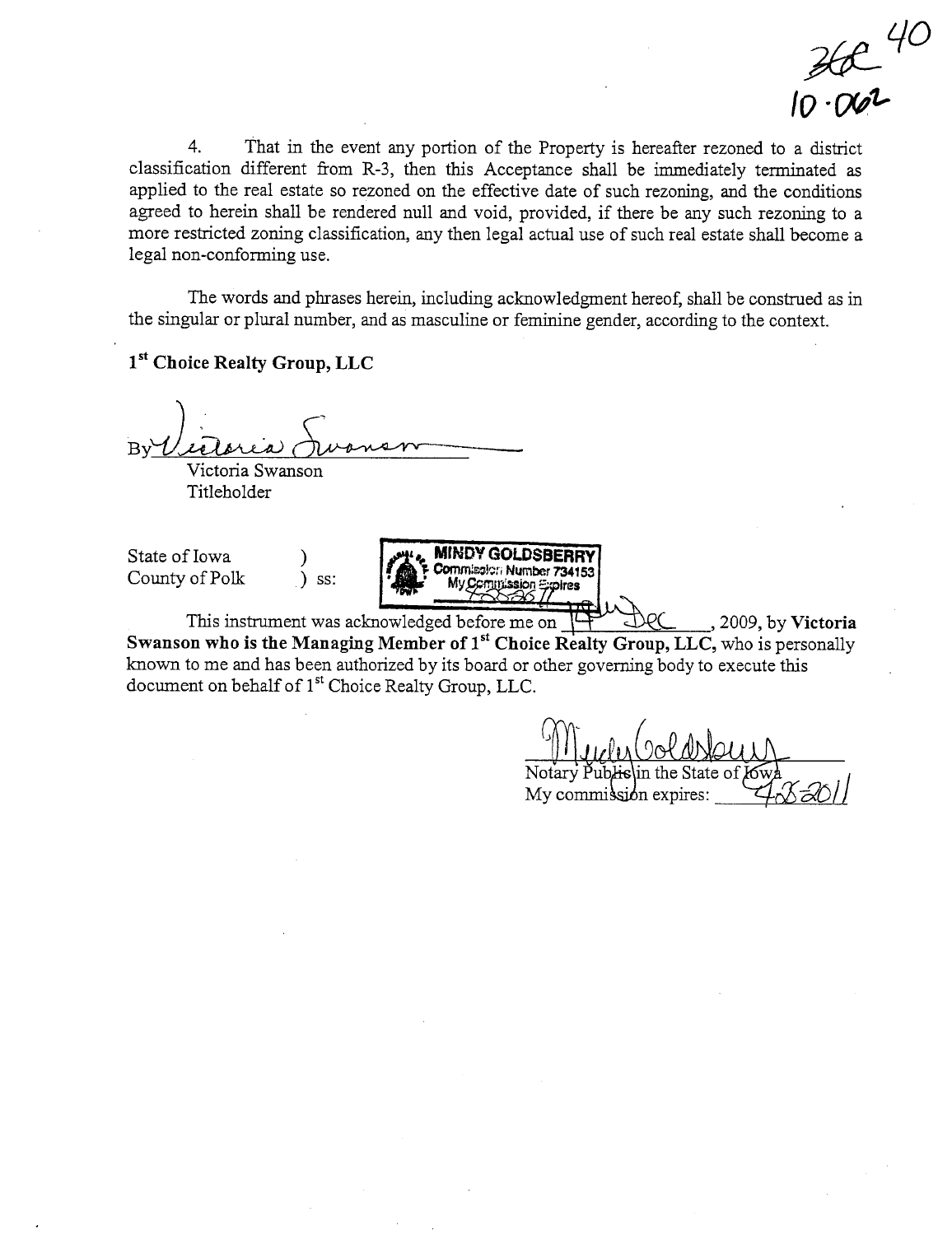368 40

10-062

4. That in the event any portion of the Property is hereafter rezoned to a district classification different from R-3, then this Acceptance shall be immediately terminated as applied to the real estate so rezoned on the effective date of such rezoning, and the conditions agreed to herein shall be rendered null and void, provided, if there be any such rezoning to a more restricted zoning classification, any then legal actual use of such real estate shall become a legal non-conforming use.

The words and phrases herein, including acknowledgment hereof, shall be construed as in the singular or plural number, and as masculine or feminine gender, according to the context.

**1st Choice Realty Group, LLC**

By Victoria Swanson
Victoria Swanson
Titleholder

State of Iowa )
County of Polk ) ss:

MINDY GOLDSBERRY
Commission Number 734153
My Commission Expires
4-26-11

This instrument was acknowledged before me on 14 Dec, 2009, by **Victoria Swanson who is the Managing Member of 1st Choice Realty Group, LLC,** who is personally known to me and has been authorized by its board or other governing body to execute this document on behalf of 1st Choice Realty Group, LLC.

Mindy Goldsberry
Notary Public in the State of Iowa
My commission expires: 4-26-2011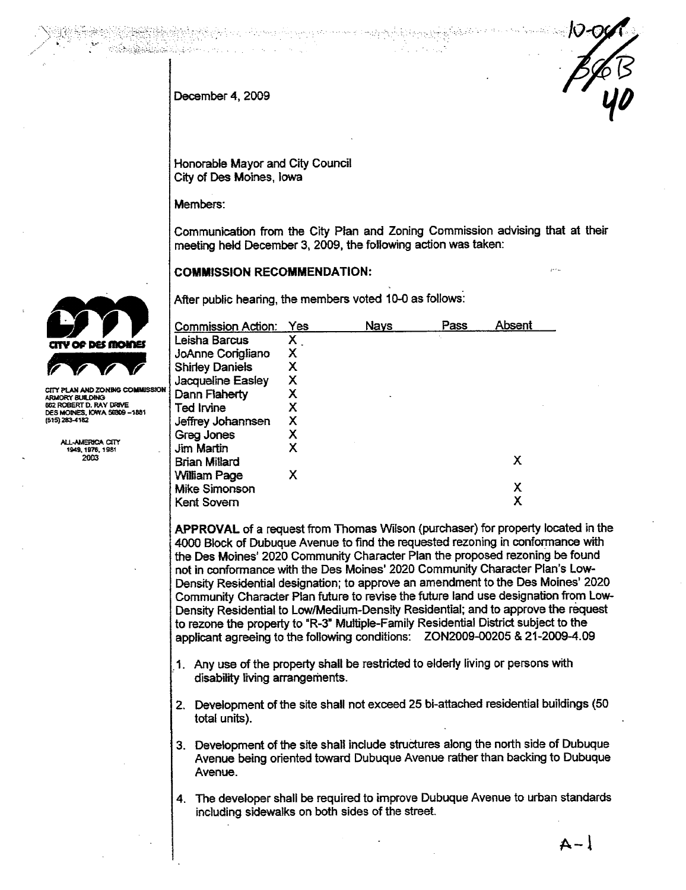10-091
56B
40

December 4, 2009

Honorable Mayor and City Council
City of Des Moines, Iowa

Members:

Communication from the City Plan and Zoning Commission advising that at their meeting held December 3, 2009, the following action was taken:

CITY PLAN AND ZONING COMMISSION
ARMORY BUILDING
602 ROBERT D. RAY DRIVE
DES MOINES, IOWA 50309-1881
(515) 283-4182

ALL-AMERICA CITY
1949, 1976, 1981
2003

**COMMISSION RECOMMENDATION:**

After public hearing, the members voted 10-0 as follows:

| Commission Action: | Yes | Nays | Pass | Absent |
|---|---|---|---|---|
| Leisha Barcus | X | | | |
| JoAnne Corigliano | X | | | |
| Shirley Daniels | X | | | |
| Jacqueline Easley | X | | | |
| Dann Flaherty | X | | | |
| Ted Irvine | X | | | |
| Jeffrey Johannsen | X | | | |
| Greg Jones | X | | | |
| Jim Martin | X | | | |
| Brian Millard | | | | X |
| William Page | X | | | |
| Mike Simonson | | | | X |
| Kent Sovern | | | | X |

**APPROVAL** of a request from Thomas Wilson (purchaser) for property located in the 4000 Block of Dubuque Avenue to find the requested rezoning in conformance with the Des Moines' 2020 Community Character Plan the proposed rezoning be found not in conformance with the Des Moines' 2020 Community Character Plan's Low-Density Residential designation; to approve an amendment to the Des Moines' 2020 Community Character Plan future to revise the future land use designation from Low-Density Residential to Low/Medium-Density Residential; and to approve the request to rezone the property to "R-3" Multiple-Family Residential District subject to the applicant agreeing to the following conditions: ZON2009-00205 & 21-2009-4.09

1. Any use of the property shall be restricted to elderly living or persons with disability living arrangements.
2. Development of the site shall not exceed 25 bi-attached residential buildings (50 total units).
3. Development of the site shall include structures along the north side of Dubuque Avenue being oriented toward Dubuque Avenue rather than backing to Dubuque Avenue.
4. The developer shall be required to improve Dubuque Avenue to urban standards including sidewalks on both sides of the street.

A-1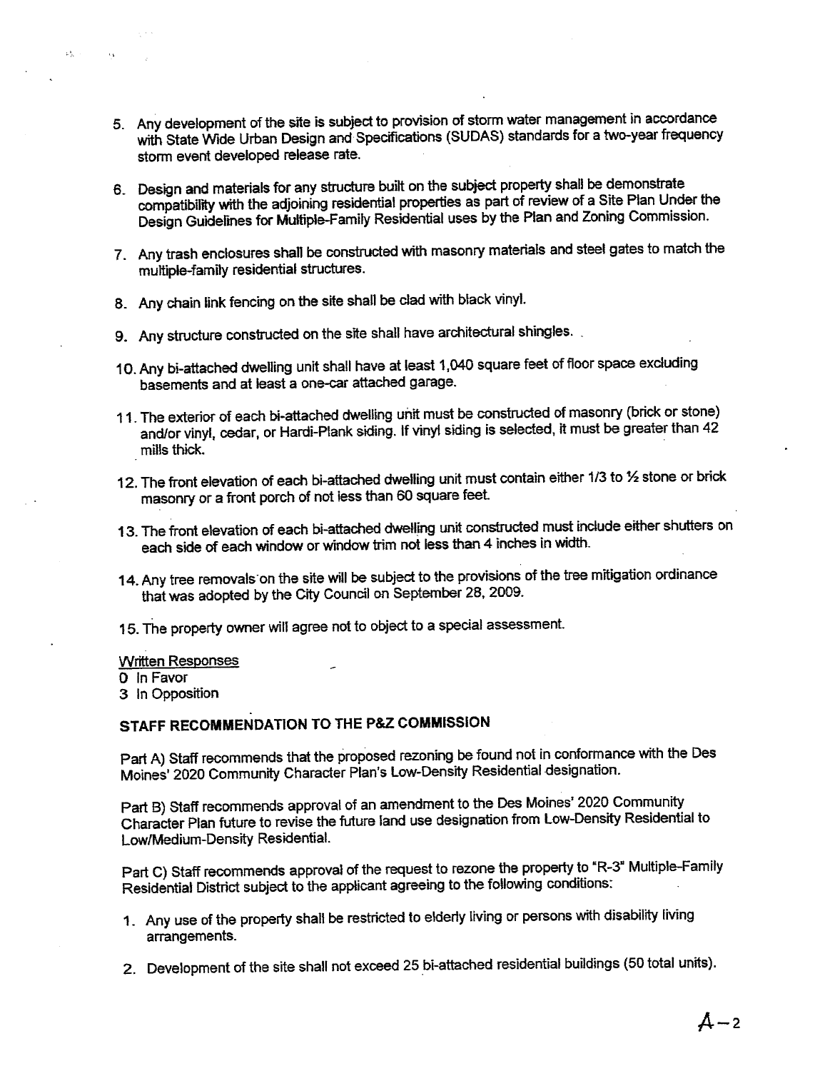5. Any development of the site is subject to provision of storm water management in accordance with State Wide Urban Design and Specifications (SUDAS) standards for a two-year frequency storm event developed release rate.

6. Design and materials for any structure built on the subject property shall be demonstrate compatibility with the adjoining residential properties as part of review of a Site Plan Under the Design Guidelines for Multiple-Family Residential uses by the Plan and Zoning Commission.

7. Any trash enclosures shall be constructed with masonry materials and steel gates to match the multiple-family residential structures.

8. Any chain link fencing on the site shall be clad with black vinyl.

9. Any structure constructed on the site shall have architectural shingles.

10. Any bi-attached dwelling unit shall have at least 1,040 square feet of floor space excluding basements and at least a one-car attached garage.

11. The exterior of each bi-attached dwelling unit must be constructed of masonry (brick or stone) and/or vinyl, cedar, or Hardi-Plank siding. If vinyl siding is selected, it must be greater than 42 mills thick.

12. The front elevation of each bi-attached dwelling unit must contain either 1/3 to ½ stone or brick masonry or a front porch of not less than 60 square feet.

13. The front elevation of each bi-attached dwelling unit constructed must include either shutters on each side of each window or window trim not less than 4 inches in width.

14. Any tree removals on the site will be subject to the provisions of the tree mitigation ordinance that was adopted by the City Council on September 28, 2009.

15. The property owner will agree not to object to a special assessment.

Written Responses
0 In Favor
3 In Opposition

## STAFF RECOMMENDATION TO THE P&Z COMMISSION

Part A) Staff recommends that the proposed rezoning be found not in conformance with the Des Moines' 2020 Community Character Plan's Low-Density Residential designation.

Part B) Staff recommends approval of an amendment to the Des Moines' 2020 Community Character Plan future to revise the future land use designation from Low-Density Residential to Low/Medium-Density Residential.

Part C) Staff recommends approval of the request to rezone the property to "R-3" Multiple-Family Residential District subject to the applicant agreeing to the following conditions:

1. Any use of the property shall be restricted to elderly living or persons with disability living arrangements.

2. Development of the site shall not exceed 25 bi-attached residential buildings (50 total units).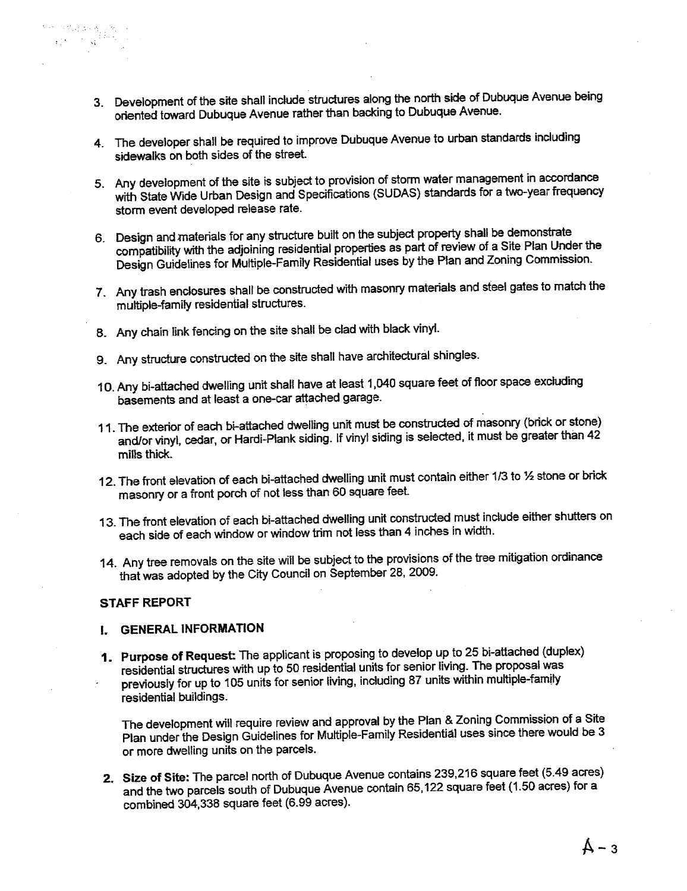3. Development of the site shall include structures along the north side of Dubuque Avenue being oriented toward Dubuque Avenue rather than backing to Dubuque Avenue.

4. The developer shall be required to improve Dubuque Avenue to urban standards including sidewalks on both sides of the street.

5. Any development of the site is subject to provision of storm water management in accordance with State Wide Urban Design and Specifications (SUDAS) standards for a two-year frequency storm event developed release rate.

6. Design and materials for any structure built on the subject property shall be demonstrate compatibility with the adjoining residential properties as part of review of a Site Plan Under the Design Guidelines for Multiple-Family Residential uses by the Plan and Zoning Commission.

7. Any trash enclosures shall be constructed with masonry materials and steel gates to match the multiple-family residential structures.

8. Any chain link fencing on the site shall be clad with black vinyl.

9. Any structure constructed on the site shall have architectural shingles.

10. Any bi-attached dwelling unit shall have at least 1,040 square feet of floor space excluding basements and at least a one-car attached garage.

11. The exterior of each bi-attached dwelling unit must be constructed of masonry (brick or stone) and/or vinyl, cedar, or Hardi-Plank siding. If vinyl siding is selected, it must be greater than 42 mills thick.

12. The front elevation of each bi-attached dwelling unit must contain either 1/3 to ½ stone or brick masonry or a front porch of not less than 60 square feet.

13. The front elevation of each bi-attached dwelling unit constructed must include either shutters on each side of each window or window trim not less than 4 inches in width.

14. Any tree removals on the site will be subject to the provisions of the tree mitigation ordinance that was adopted by the City Council on September 28, 2009.

## STAFF REPORT

### I. GENERAL INFORMATION

1. **Purpose of Request:** The applicant is proposing to develop up to 25 bi-attached (duplex) residential structures with up to 50 residential units for senior living. The proposal was previously for up to 105 units for senior living, including 87 units within multiple-family residential buildings.

   The development will require review and approval by the Plan & Zoning Commission of a Site Plan under the Design Guidelines for Multiple-Family Residential uses since there would be 3 or more dwelling units on the parcels.

2. **Size of Site:** The parcel north of Dubuque Avenue contains 239,216 square feet (5.49 acres) and the two parcels south of Dubuque Avenue contain 65,122 square feet (1.50 acres) for a combined 304,338 square feet (6.99 acres).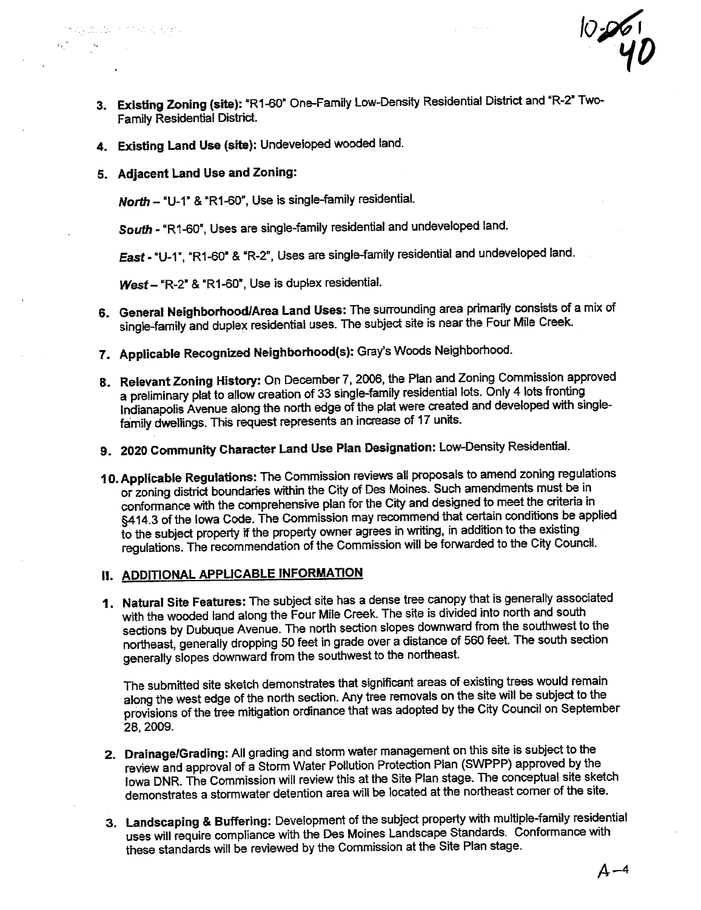3. **Existing Zoning (site):** "R1-60" One-Family Low-Density Residential District and "R-2" Two-Family Residential District.

4. **Existing Land Use (site):** Undeveloped wooded land.

5. **Adjacent Land Use and Zoning:**

   ***North*** – "U-1" & "R1-60", Use is single-family residential.

   ***South*** - "R1-60", Uses are single-family residential and undeveloped land.

   ***East*** - "U-1", "R1-60" & "R-2", Uses are single-family residential and undeveloped land.

   ***West*** – "R-2" & "R1-60", Use is duplex residential.

6. **General Neighborhood/Area Land Uses:** The surrounding area primarily consists of a mix of single-family and duplex residential uses. The subject site is near the Four Mile Creek.

7. **Applicable Recognized Neighborhood(s):** Gray's Woods Neighborhood.

8. **Relevant Zoning History:** On December 7, 2006, the Plan and Zoning Commission approved a preliminary plat to allow creation of 33 single-family residential lots. Only 4 lots fronting Indianapolis Avenue along the north edge of the plat were created and developed with single-family dwellings. This request represents an increase of 17 units.

9. **2020 Community Character Land Use Plan Designation:** Low-Density Residential.

10. **Applicable Regulations:** The Commission reviews all proposals to amend zoning regulations or zoning district boundaries within the City of Des Moines. Such amendments must be in conformance with the comprehensive plan for the City and designed to meet the criteria in §414.3 of the Iowa Code. The Commission may recommend that certain conditions be applied to the subject property if the property owner agrees in writing, in addition to the existing regulations. The recommendation of the Commission will be forwarded to the City Council.

## II. ADDITIONAL APPLICABLE INFORMATION

1. **Natural Site Features:** The subject site has a dense tree canopy that is generally associated with the wooded land along the Four Mile Creek. The site is divided into north and south sections by Dubuque Avenue. The north section slopes downward from the southwest to the northeast, generally dropping 50 feet in grade over a distance of 560 feet. The south section generally slopes downward from the southwest to the northeast.

   The submitted site sketch demonstrates that significant areas of existing trees would remain along the west edge of the north section. Any tree removals on the site will be subject to the provisions of the tree mitigation ordinance that was adopted by the City Council on September 28, 2009.

2. **Drainage/Grading:** All grading and storm water management on this site is subject to the review and approval of a Storm Water Pollution Protection Plan (SWPPP) approved by the Iowa DNR. The Commission will review this at the Site Plan stage. The conceptual site sketch demonstrates a stormwater detention area will be located at the northeast corner of the site.

3. **Landscaping & Buffering:** Development of the subject property with multiple-family residential uses will require compliance with the Des Moines Landscape Standards. Conformance with these standards will be reviewed by the Commission at the Site Plan stage.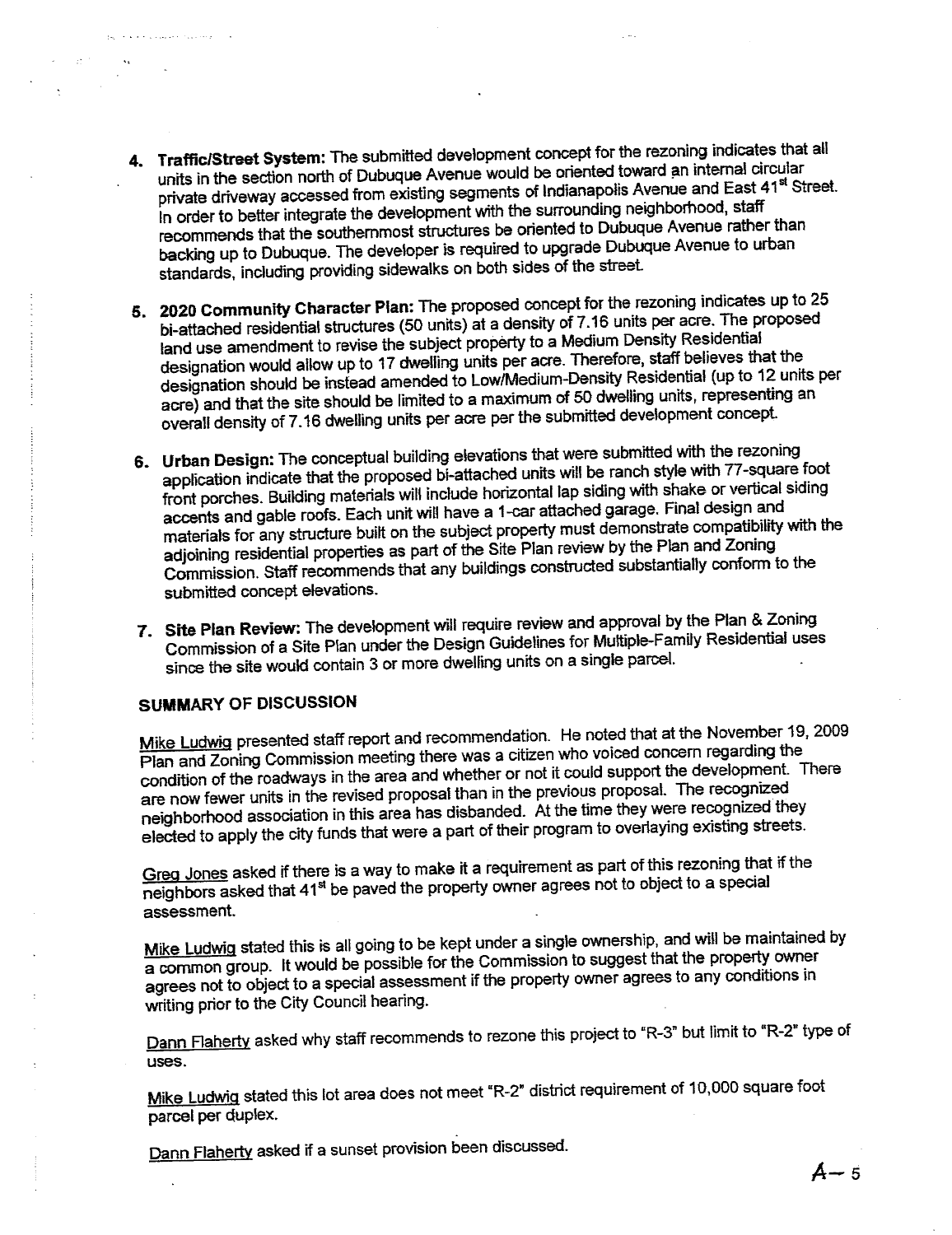4. **Traffic/Street System:** The submitted development concept for the rezoning indicates that all units in the section north of Dubuque Avenue would be oriented toward an internal circular private driveway accessed from existing segments of Indianapolis Avenue and East 41st Street. In order to better integrate the development with the surrounding neighborhood, staff recommends that the southernmost structures be oriented to Dubuque Avenue rather than backing up to Dubuque. The developer is required to upgrade Dubuque Avenue to urban standards, including providing sidewalks on both sides of the street.

5. **2020 Community Character Plan:** The proposed concept for the rezoning indicates up to 25 bi-attached residential structures (50 units) at a density of 7.16 units per acre. The proposed land use amendment to revise the subject property to a Medium Density Residential designation would allow up to 17 dwelling units per acre. Therefore, staff believes that the designation should be instead amended to Low/Medium-Density Residential (up to 12 units per acre) and that the site should be limited to a maximum of 50 dwelling units, representing an overall density of 7.16 dwelling units per acre per the submitted development concept.

6. **Urban Design:** The conceptual building elevations that were submitted with the rezoning application indicate that the proposed bi-attached units will be ranch style with 77-square foot front porches. Building materials will include horizontal lap siding with shake or vertical siding accents and gable roofs. Each unit will have a 1-car attached garage. Final design and materials for any structure built on the subject property must demonstrate compatibility with the adjoining residential properties as part of the Site Plan review by the Plan and Zoning Commission. Staff recommends that any buildings constructed substantially conform to the submitted concept elevations.

7. **Site Plan Review:** The development will require review and approval by the Plan & Zoning Commission of a Site Plan under the Design Guidelines for Multiple-Family Residential uses since the site would contain 3 or more dwelling units on a single parcel.

## SUMMARY OF DISCUSSION

Mike Ludwig presented staff report and recommendation. He noted that at the November 19, 2009 Plan and Zoning Commission meeting there was a citizen who voiced concern regarding the condition of the roadways in the area and whether or not it could support the development. There are now fewer units in the revised proposal than in the previous proposal. The recognized neighborhood association in this area has disbanded. At the time they were recognized they elected to apply the city funds that were a part of their program to overlaying existing streets.

Greg Jones asked if there is a way to make it a requirement as part of this rezoning that if the neighbors asked that 41st be paved the property owner agrees not to object to a special assessment.

Mike Ludwig stated this is all going to be kept under a single ownership, and will be maintained by a common group. It would be possible for the Commission to suggest that the property owner agrees not to object to a special assessment if the property owner agrees to any conditions in writing prior to the City Council hearing.

Dann Flaherty asked why staff recommends to rezone this project to "R-3" but limit to "R-2" type of uses.

Mike Ludwig stated this lot area does not meet "R-2" district requirement of 10,000 square foot parcel per duplex.

Dann Flaherty asked if a sunset provision been discussed.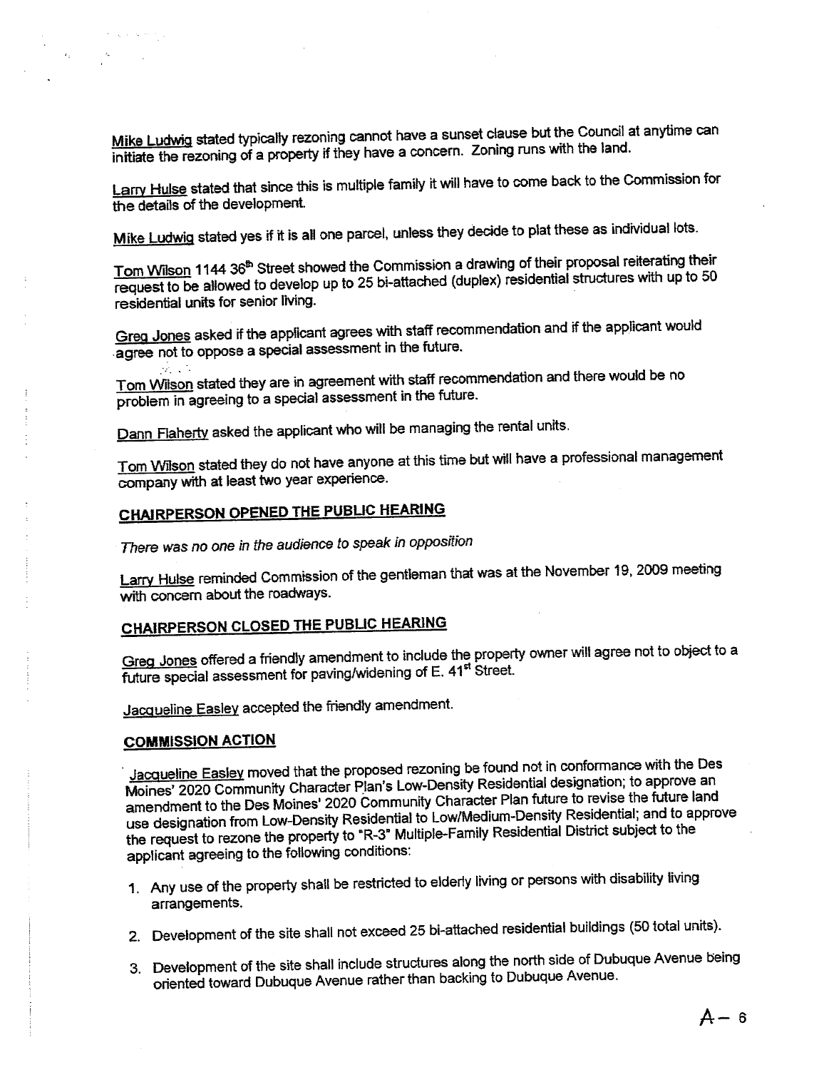Mike Ludwig stated typically rezoning cannot have a sunset clause but the Council at anytime can initiate the rezoning of a property if they have a concern. Zoning runs with the land.

Larry Hulse stated that since this is multiple family it will have to come back to the Commission for the details of the development.

Mike Ludwig stated yes if it is all one parcel, unless they decide to plat these as individual lots.

Tom Wilson 1144 36th Street showed the Commission a drawing of their proposal reiterating their request to be allowed to develop up to 25 bi-attached (duplex) residential structures with up to 50 residential units for senior living.

Greg Jones asked if the applicant agrees with staff recommendation and if the applicant would agree not to oppose a special assessment in the future.

Tom Wilson stated they are in agreement with staff recommendation and there would be no problem in agreeing to a special assessment in the future.

Dann Flaherty asked the applicant who will be managing the rental units.

Tom Wilson stated they do not have anyone at this time but will have a professional management company with at least two year experience.

**CHAIRPERSON OPENED THE PUBLIC HEARING**

*There was no one in the audience to speak in opposition*

Larry Hulse reminded Commission of the gentleman that was at the November 19, 2009 meeting with concern about the roadways.

**CHAIRPERSON CLOSED THE PUBLIC HEARING**

Greg Jones offered a friendly amendment to include the property owner will agree not to object to a future special assessment for paving/widening of E. 41st Street.

Jacqueline Easley accepted the friendly amendment.

**COMMISSION ACTION**

Jacqueline Easley moved that the proposed rezoning be found not in conformance with the Des Moines' 2020 Community Character Plan's Low-Density Residential designation; to approve an amendment to the Des Moines' 2020 Community Character Plan future to revise the future land use designation from Low-Density Residential to Low/Medium-Density Residential; and to approve the request to rezone the property to "R-3" Multiple-Family Residential District subject to the applicant agreeing to the following conditions:

1. Any use of the property shall be restricted to elderly living or persons with disability living arrangements.
2. Development of the site shall not exceed 25 bi-attached residential buildings (50 total units).
3. Development of the site shall include structures along the north side of Dubuque Avenue being oriented toward Dubuque Avenue rather than backing to Dubuque Avenue.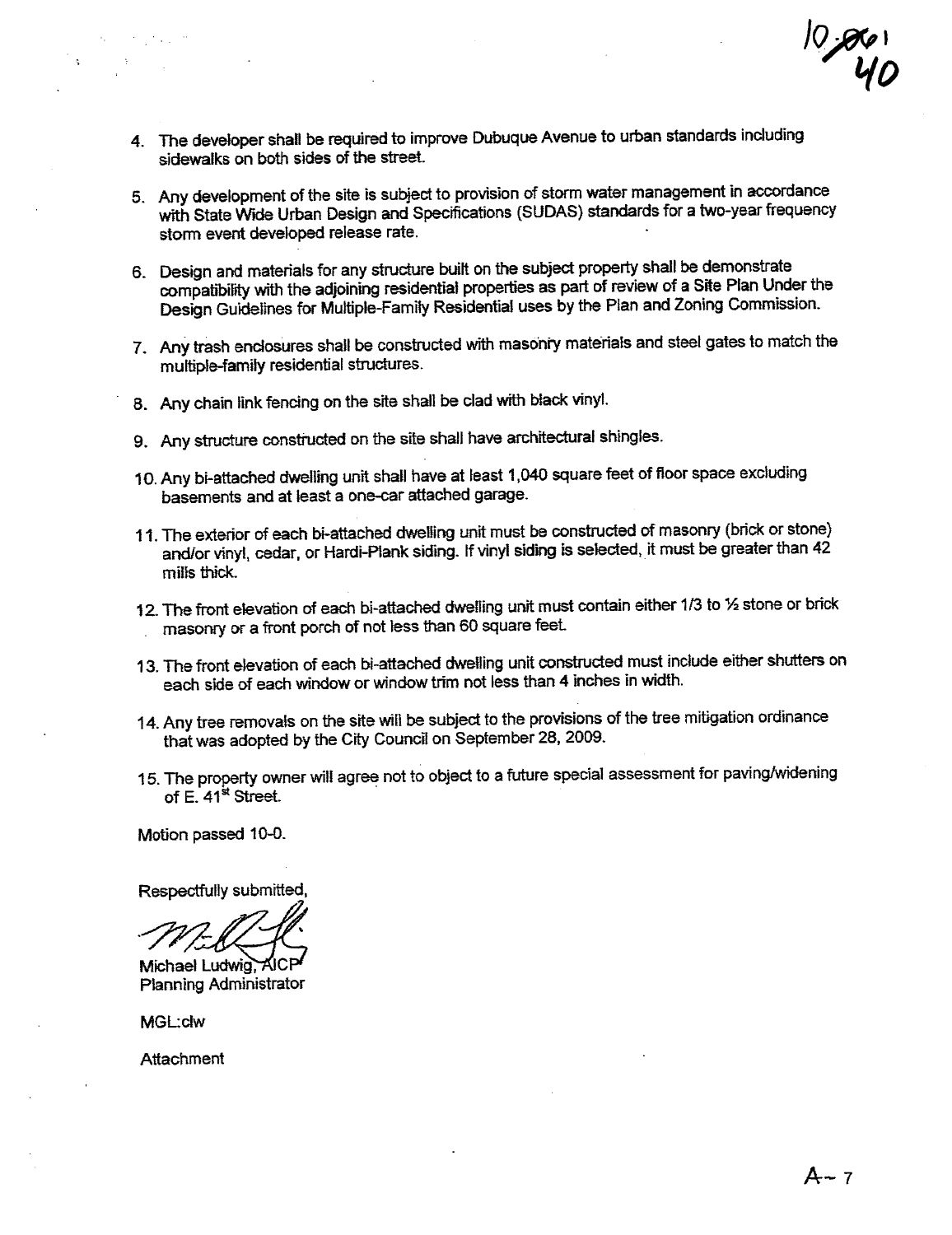4. The developer shall be required to improve Dubuque Avenue to urban standards including sidewalks on both sides of the street.

5. Any development of the site is subject to provision of storm water management in accordance with State Wide Urban Design and Specifications (SUDAS) standards for a two-year frequency storm event developed release rate.

6. Design and materials for any structure built on the subject property shall be demonstrate compatibility with the adjoining residential properties as part of review of a Site Plan Under the Design Guidelines for Multiple-Family Residential uses by the Plan and Zoning Commission.

7. Any trash enclosures shall be constructed with masonry materials and steel gates to match the multiple-family residential structures.

8. Any chain link fencing on the site shall be clad with black vinyl.

9. Any structure constructed on the site shall have architectural shingles.

10. Any bi-attached dwelling unit shall have at least 1,040 square feet of floor space excluding basements and at least a one-car attached garage.

11. The exterior of each bi-attached dwelling unit must be constructed of masonry (brick or stone) and/or vinyl, cedar, or Hardi-Plank siding. If vinyl siding is selected, it must be greater than 42 mills thick.

12. The front elevation of each bi-attached dwelling unit must contain either 1/3 to ½ stone or brick masonry or a front porch of not less than 60 square feet.

13. The front elevation of each bi-attached dwelling unit constructed must include either shutters on each side of each window or window trim not less than 4 inches in width.

14. Any tree removals on the site will be subject to the provisions of the tree mitigation ordinance that was adopted by the City Council on September 28, 2009.

15. The property owner will agree not to object to a future special assessment for paving/widening of E. 41st Street.

Motion passed 10-0.

Respectfully submitted,

Michael Ludwig, AICP
Planning Administrator

MGL:clw

Attachment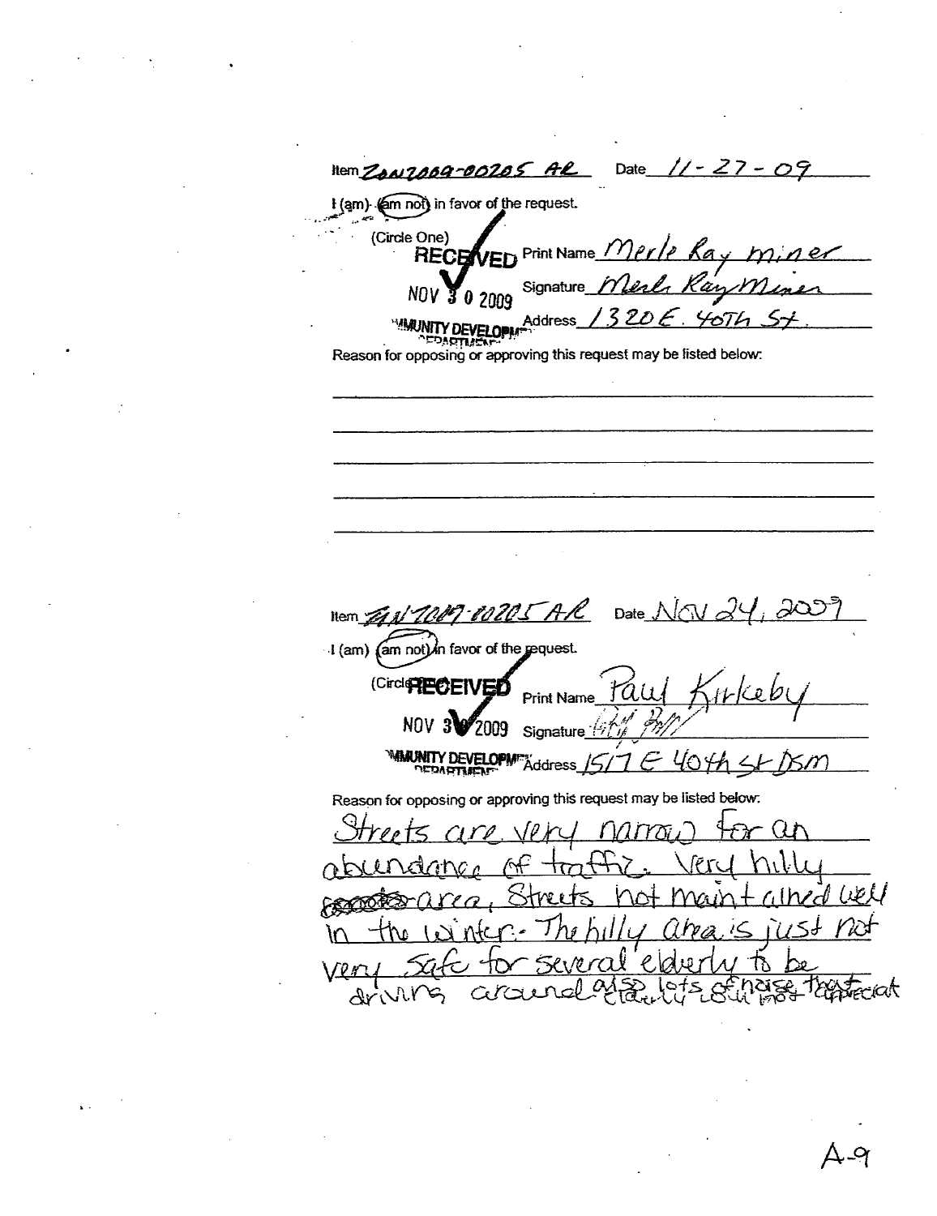Item ZON2009-00205 AR Date 11-27-09

I (am) (am not) in favor of the request.

(Circle One)

RECEIVED NOV 30 2009 COMMUNITY DEVELOPMENT DEPARTMENT

Print Name Merle Ray Miner

Signature Merle Ray Miner

Address 1320 E. 40th St.

Reason for opposing or approving this request may be listed below:

---

Item ZON2009-00205 AR Date Nov 24, 2009

I (am) (am not) in favor of the request.

(Circle One)

RECEIVED NOV 30 2009 COMMUNITY DEVELOPMENT DEPARTMENT

Print Name Paul Kirkeby

Signature

Address 1517 E 40th St DSM

Reason for opposing or approving this request may be listed below:

Streets are very narrow for an abundance of traffic. Very hilly area, Streets not maintained well in the winter. The hilly area is just not very safe for several elderly to be driving around also lots of noise that elderly would not appreciate

A-9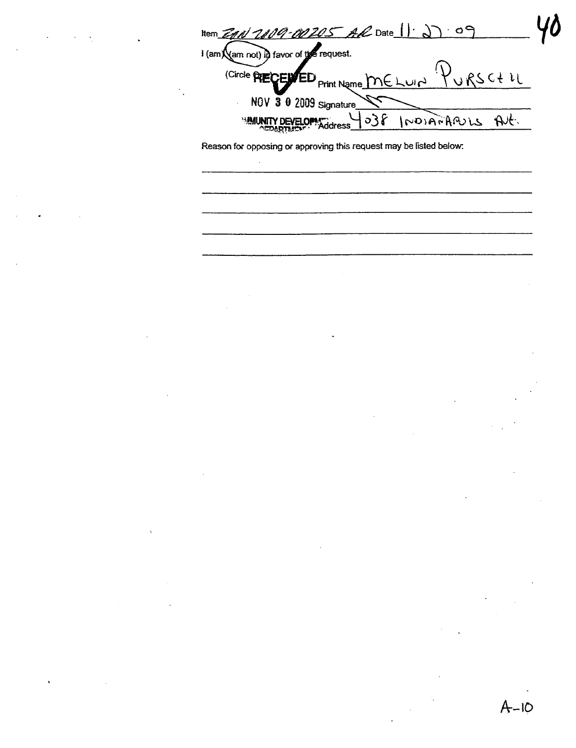Item ZAN 2009-00205 AR Date 11·27·09

40

I (am) (am not) in favor of the request.

(Circle One) RECEIVED Print Name MELVIN PURSCHL

NOV 30 2009 Signature

COMMUNITY DEVELOPMENT DEPARTMENT Address 4038 INDIANAPOLIS AVE.

Reason for opposing or approving this request may be listed below:

A-10